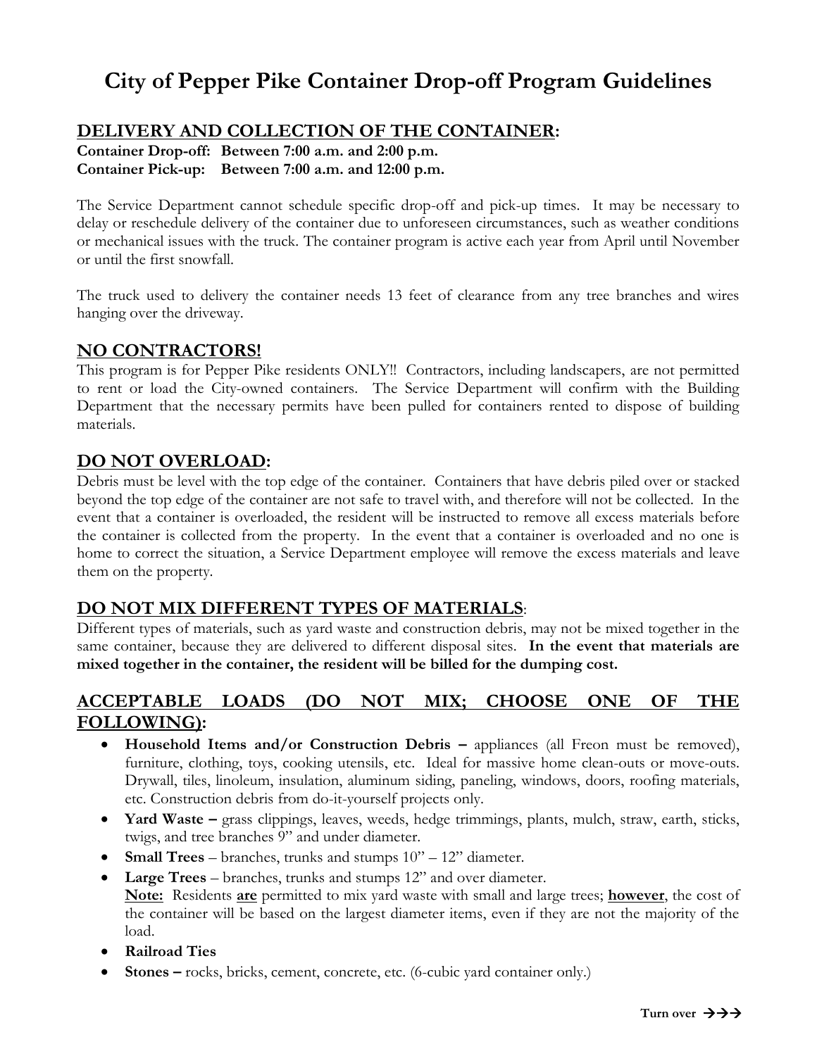# City of Pepper Pike Container Drop-off Program Guidelines

## DELIVERY AND COLLECTION OF THE CONTAINER:

**Container Drop-off: Between 7:00 a.m. and 2:00 p.m.**
**Container Pick-up: Between 7:00 a.m. and 12:00 p.m.**

The Service Department cannot schedule specific drop-off and pick-up times. It may be necessary to delay or reschedule delivery of the container due to unforeseen circumstances, such as weather conditions or mechanical issues with the truck. The container program is active each year from April until November or until the first snowfall.

The truck used to delivery the container needs 13 feet of clearance from any tree branches and wires hanging over the driveway.

## NO CONTRACTORS!

This program is for Pepper Pike residents ONLY!! Contractors, including landscapers, are not permitted to rent or load the City-owned containers. The Service Department will confirm with the Building Department that the necessary permits have been pulled for containers rented to dispose of building materials.

## DO NOT OVERLOAD:

Debris must be level with the top edge of the container. Containers that have debris piled over or stacked beyond the top edge of the container are not safe to travel with, and therefore will not be collected. In the event that a container is overloaded, the resident will be instructed to remove all excess materials before the container is collected from the property. In the event that a container is overloaded and no one is home to correct the situation, a Service Department employee will remove the excess materials and leave them on the property.

## DO NOT MIX DIFFERENT TYPES OF MATERIALS:

Different types of materials, such as yard waste and construction debris, may not be mixed together in the same container, because they are delivered to different disposal sites. **In the event that materials are mixed together in the container, the resident will be billed for the dumping cost.**

## ACCEPTABLE LOADS (DO NOT MIX; CHOOSE ONE OF THE FOLLOWING):

- **Household Items and/or Construction Debris –** appliances (all Freon must be removed), furniture, clothing, toys, cooking utensils, etc. Ideal for massive home clean-outs or move-outs. Drywall, tiles, linoleum, insulation, aluminum siding, paneling, windows, doors, roofing materials, etc. Construction debris from do-it-yourself projects only.
- **Yard Waste –** grass clippings, leaves, weeds, hedge trimmings, plants, mulch, straw, earth, sticks, twigs, and tree branches 9" and under diameter.
- **Small Trees** – branches, trunks and stumps 10" – 12" diameter.
- **Large Trees** – branches, trunks and stumps 12" and over diameter.
  **Note:** Residents **are** permitted to mix yard waste with small and large trees; **however**, the cost of the container will be based on the largest diameter items, even if they are not the majority of the load.
- **Railroad Ties**
- **Stones –** rocks, bricks, cement, concrete, etc. (6-cubic yard container only.)

**Turn over →→→**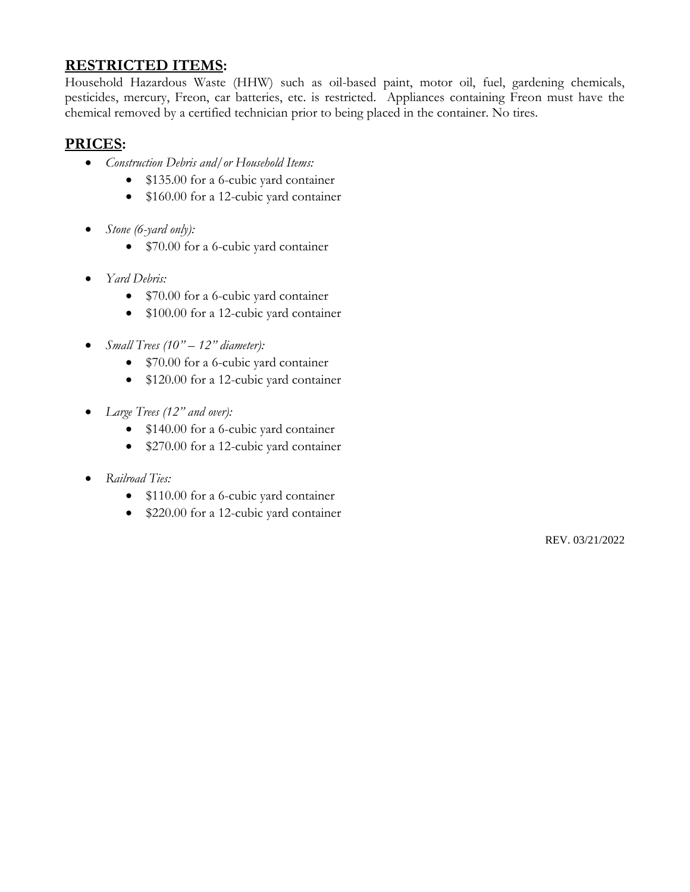## **RESTRICTED ITEMS:**

Household Hazardous Waste (HHW) such as oil-based paint, motor oil, fuel, gardening chemicals, pesticides, mercury, Freon, car batteries, etc. is restricted. Appliances containing Freon must have the chemical removed by a certified technician prior to being placed in the container. No tires.

## **PRICES:**

- *Construction Debris and/or Household Items:*
  - $135.00 for a 6-cubic yard container
  - $160.00 for a 12-cubic yard container
- *Stone (6-yard only):*
  - $70.00 for a 6-cubic yard container
- *Yard Debris:*
  - $70.00 for a 6-cubic yard container
  - $100.00 for a 12-cubic yard container
- *Small Trees (10" – 12" diameter):*
  - $70.00 for a 6-cubic yard container
  - $120.00 for a 12-cubic yard container
- *Large Trees (12" and over):*
  - $140.00 for a 6-cubic yard container
  - $270.00 for a 12-cubic yard container
- *Railroad Ties:*
  - $110.00 for a 6-cubic yard container
  - $220.00 for a 12-cubic yard container

REV. 03/21/2022